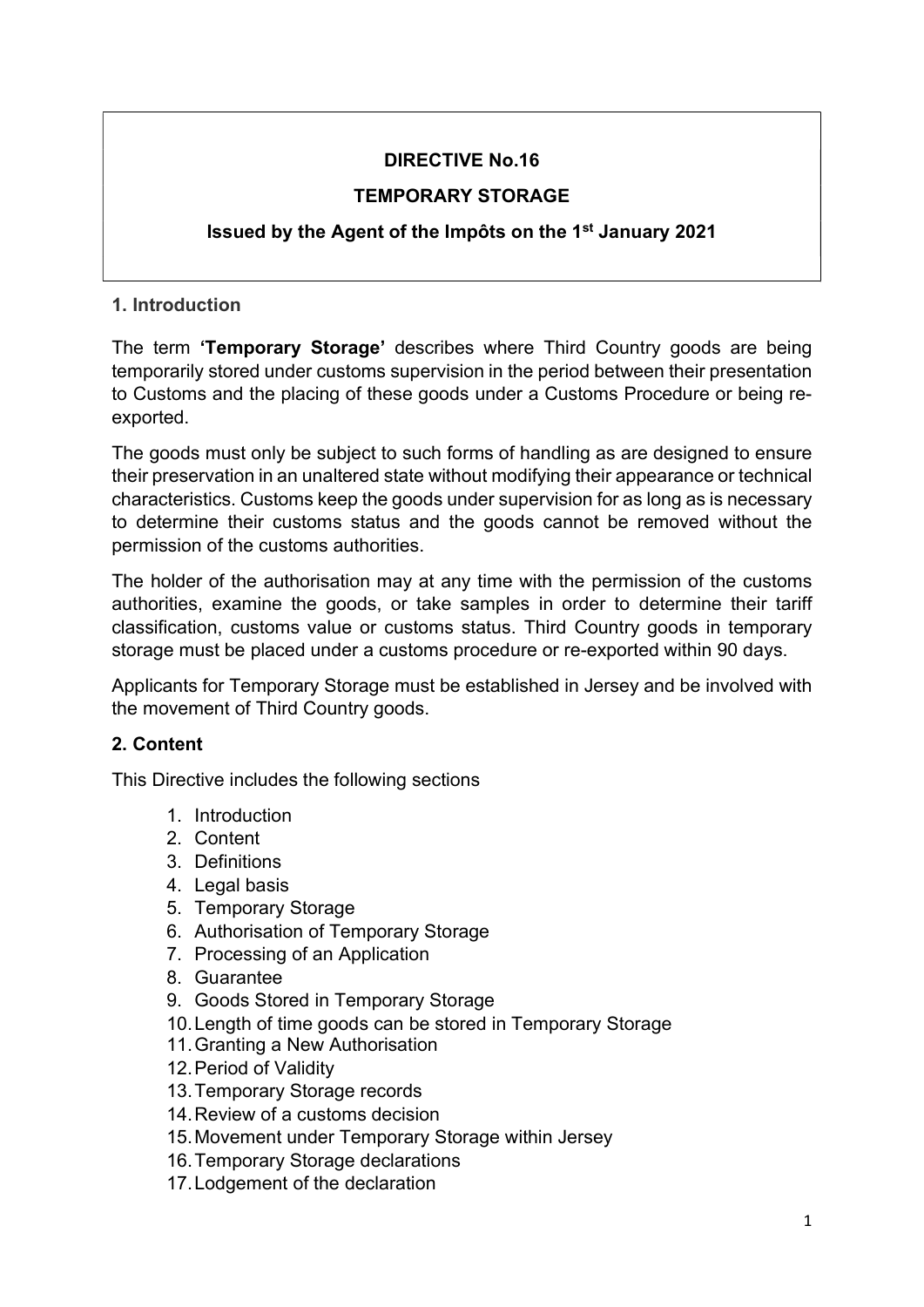**DIRECTIVE No.16**

**TEMPORARY STORAGE**

**Issued by the Agent of the Impôts on the 1st January 2021**

## 1. Introduction

The term **'Temporary Storage'** describes where Third Country goods are being temporarily stored under customs supervision in the period between their presentation to Customs and the placing of these goods under a Customs Procedure or being re-exported.

The goods must only be subject to such forms of handling as are designed to ensure their preservation in an unaltered state without modifying their appearance or technical characteristics. Customs keep the goods under supervision for as long as is necessary to determine their customs status and the goods cannot be removed without the permission of the customs authorities.

The holder of the authorisation may at any time with the permission of the customs authorities, examine the goods, or take samples in order to determine their tariff classification, customs value or customs status. Third Country goods in temporary storage must be placed under a customs procedure or re-exported within 90 days.

Applicants for Temporary Storage must be established in Jersey and be involved with the movement of Third Country goods.

## 2. Content

This Directive includes the following sections

1. Introduction
2. Content
3. Definitions
4. Legal basis
5. Temporary Storage
6. Authorisation of Temporary Storage
7. Processing of an Application
8. Guarantee
9. Goods Stored in Temporary Storage
10. Length of time goods can be stored in Temporary Storage
11. Granting a New Authorisation
12. Period of Validity
13. Temporary Storage records
14. Review of a customs decision
15. Movement under Temporary Storage within Jersey
16. Temporary Storage declarations
17. Lodgement of the declaration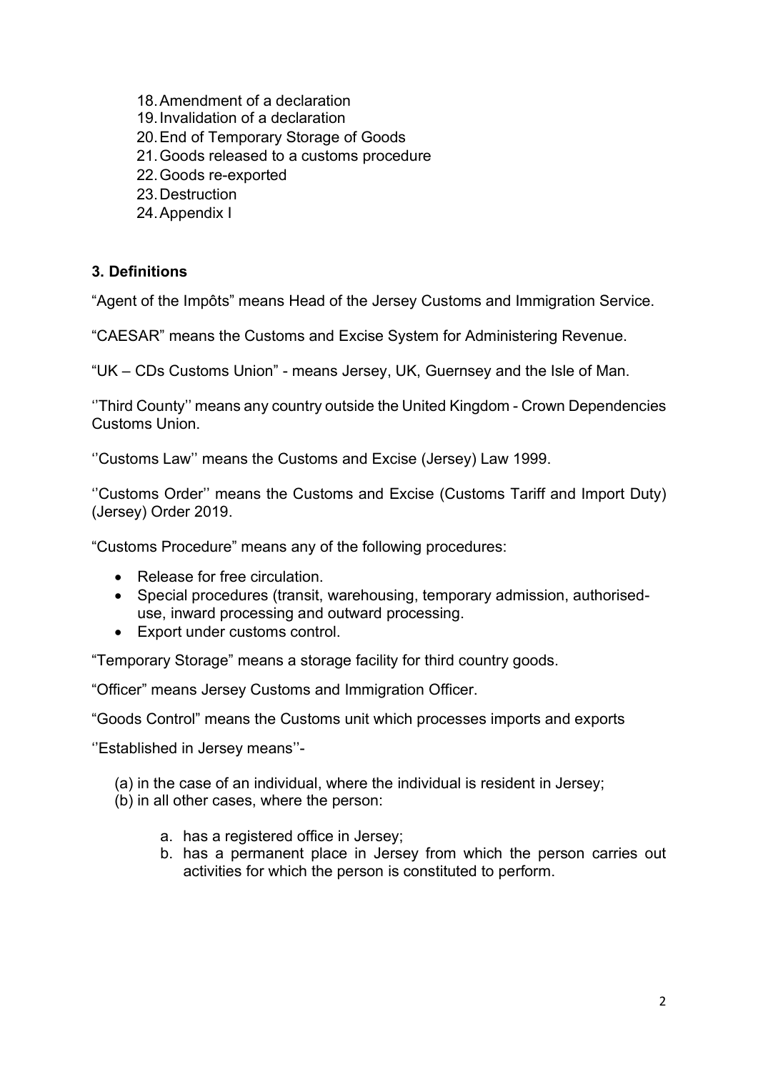18. Amendment of a declaration
19. Invalidation of a declaration
20. End of Temporary Storage of Goods
21. Goods released to a customs procedure
22. Goods re-exported
23. Destruction
24. Appendix I

### 3. Definitions

"Agent of the Impôts" means Head of the Jersey Customs and Immigration Service.

"CAESAR" means the Customs and Excise System for Administering Revenue.

"UK – CDs Customs Union" - means Jersey, UK, Guernsey and the Isle of Man.

''Third County'' means any country outside the United Kingdom - Crown Dependencies Customs Union.

''Customs Law'' means the Customs and Excise (Jersey) Law 1999.

''Customs Order'' means the Customs and Excise (Customs Tariff and Import Duty) (Jersey) Order 2019.

"Customs Procedure" means any of the following procedures:

- Release for free circulation.
- Special procedures (transit, warehousing, temporary admission, authorised-use, inward processing and outward processing.
- Export under customs control.

"Temporary Storage" means a storage facility for third country goods.

"Officer" means Jersey Customs and Immigration Officer.

"Goods Control" means the Customs unit which processes imports and exports

''Established in Jersey means''-

(a) in the case of an individual, where the individual is resident in Jersey;
(b) in all other cases, where the person:

  a. has a registered office in Jersey;
  b. has a permanent place in Jersey from which the person carries out activities for which the person is constituted to perform.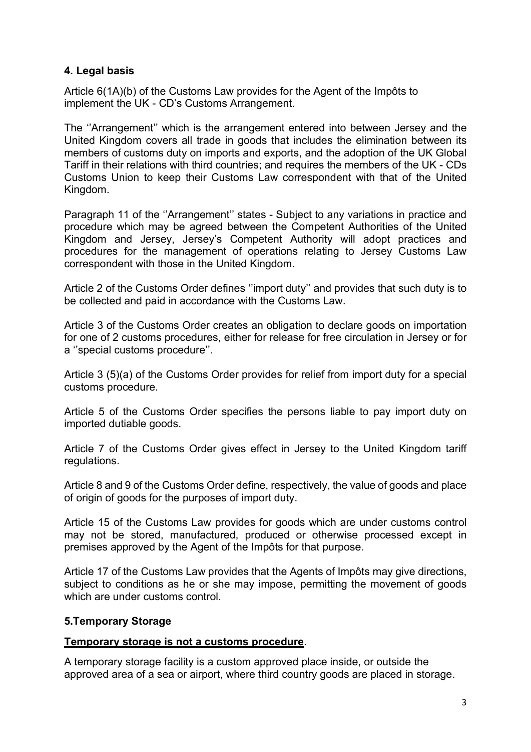## 4. Legal basis

Article 6(1A)(b) of the Customs Law provides for the Agent of the Impôts to implement the UK - CD's Customs Arrangement.

The ''Arrangement'' which is the arrangement entered into between Jersey and the United Kingdom covers all trade in goods that includes the elimination between its members of customs duty on imports and exports, and the adoption of the UK Global Tariff in their relations with third countries; and requires the members of the UK - CDs Customs Union to keep their Customs Law correspondent with that of the United Kingdom.

Paragraph 11 of the ''Arrangement'' states - Subject to any variations in practice and procedure which may be agreed between the Competent Authorities of the United Kingdom and Jersey, Jersey's Competent Authority will adopt practices and procedures for the management of operations relating to Jersey Customs Law correspondent with those in the United Kingdom.

Article 2 of the Customs Order defines ''import duty'' and provides that such duty is to be collected and paid in accordance with the Customs Law.

Article 3 of the Customs Order creates an obligation to declare goods on importation for one of 2 customs procedures, either for release for free circulation in Jersey or for a ''special customs procedure''.

Article 3 (5)(a) of the Customs Order provides for relief from import duty for a special customs procedure.

Article 5 of the Customs Order specifies the persons liable to pay import duty on imported dutiable goods.

Article 7 of the Customs Order gives effect in Jersey to the United Kingdom tariff regulations.

Article 8 and 9 of the Customs Order define, respectively, the value of goods and place of origin of goods for the purposes of import duty.

Article 15 of the Customs Law provides for goods which are under customs control may not be stored, manufactured, produced or otherwise processed except in premises approved by the Agent of the Impôts for that purpose.

Article 17 of the Customs Law provides that the Agents of Impôts may give directions, subject to conditions as he or she may impose, permitting the movement of goods which are under customs control.

## 5.Temporary Storage

**Temporary storage is not a customs procedure**.

A temporary storage facility is a custom approved place inside, or outside the approved area of a sea or airport, where third country goods are placed in storage.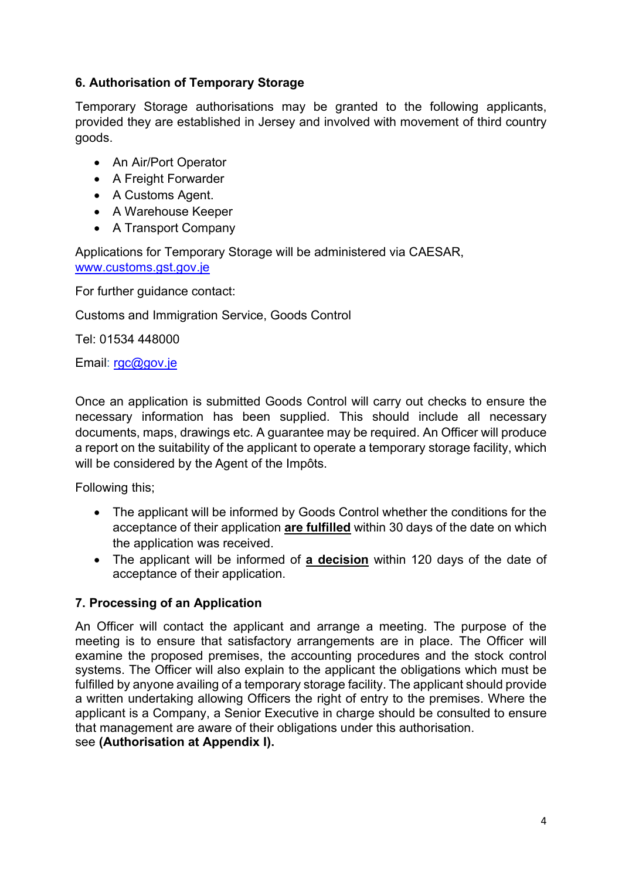## 6. Authorisation of Temporary Storage

Temporary Storage authorisations may be granted to the following applicants, provided they are established in Jersey and involved with movement of third country goods.

- An Air/Port Operator
- A Freight Forwarder
- A Customs Agent.
- A Warehouse Keeper
- A Transport Company

Applications for Temporary Storage will be administered via CAESAR, [www.customs.gst.gov.je](http://www.customs.gst.gov.je)

For further guidance contact:

Customs and Immigration Service, Goods Control

Tel: 01534 448000

Email: [rgc@gov.je](mailto:rgc@gov.je)

Once an application is submitted Goods Control will carry out checks to ensure the necessary information has been supplied. This should include all necessary documents, maps, drawings etc. A guarantee may be required. An Officer will produce a report on the suitability of the applicant to operate a temporary storage facility, which will be considered by the Agent of the Impôts.

Following this;

- The applicant will be informed by Goods Control whether the conditions for the acceptance of their application **are fulfilled** within 30 days of the date on which the application was received.
- The applicant will be informed of **a decision** within 120 days of the date of acceptance of their application.

## 7. Processing of an Application

An Officer will contact the applicant and arrange a meeting. The purpose of the meeting is to ensure that satisfactory arrangements are in place. The Officer will examine the proposed premises, the accounting procedures and the stock control systems. The Officer will also explain to the applicant the obligations which must be fulfilled by anyone availing of a temporary storage facility. The applicant should provide a written undertaking allowing Officers the right of entry to the premises. Where the applicant is a Company, a Senior Executive in charge should be consulted to ensure that management are aware of their obligations under this authorisation.
see **(Authorisation at Appendix I).**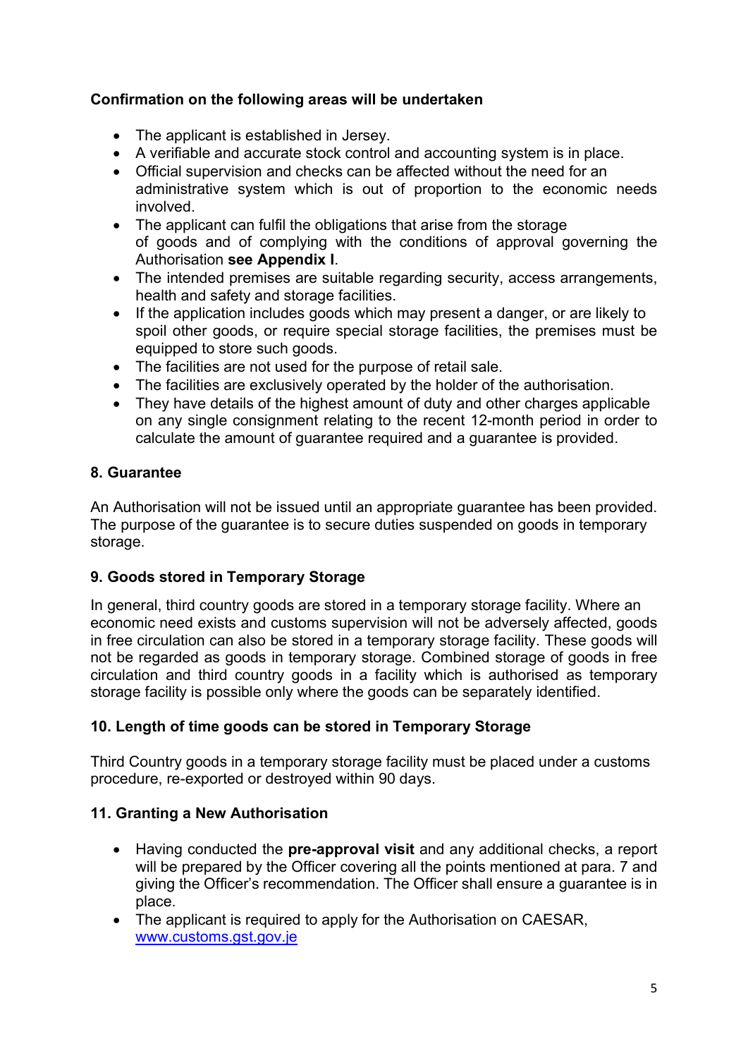**Confirmation on the following areas will be undertaken**

- The applicant is established in Jersey.
- A verifiable and accurate stock control and accounting system is in place.
- Official supervision and checks can be affected without the need for an administrative system which is out of proportion to the economic needs involved.
- The applicant can fulfil the obligations that arise from the storage of goods and of complying with the conditions of approval governing the Authorisation **see Appendix I**.
- The intended premises are suitable regarding security, access arrangements, health and safety and storage facilities.
- If the application includes goods which may present a danger, or are likely to spoil other goods, or require special storage facilities, the premises must be equipped to store such goods.
- The facilities are not used for the purpose of retail sale.
- The facilities are exclusively operated by the holder of the authorisation.
- They have details of the highest amount of duty and other charges applicable on any single consignment relating to the recent 12-month period in order to calculate the amount of guarantee required and a guarantee is provided.

## 8. Guarantee

An Authorisation will not be issued until an appropriate guarantee has been provided. The purpose of the guarantee is to secure duties suspended on goods in temporary storage.

## 9. Goods stored in Temporary Storage

In general, third country goods are stored in a temporary storage facility. Where an economic need exists and customs supervision will not be adversely affected, goods in free circulation can also be stored in a temporary storage facility. These goods will not be regarded as goods in temporary storage. Combined storage of goods in free circulation and third country goods in a facility which is authorised as temporary storage facility is possible only where the goods can be separately identified.

## 10. Length of time goods can be stored in Temporary Storage

Third Country goods in a temporary storage facility must be placed under a customs procedure, re-exported or destroyed within 90 days.

## 11. Granting a New Authorisation

- Having conducted the **pre-approval visit** and any additional checks, a report will be prepared by the Officer covering all the points mentioned at para. 7 and giving the Officer's recommendation. The Officer shall ensure a guarantee is in place.
- The applicant is required to apply for the Authorisation on CAESAR, [www.customs.gst.gov.je](www.customs.gst.gov.je)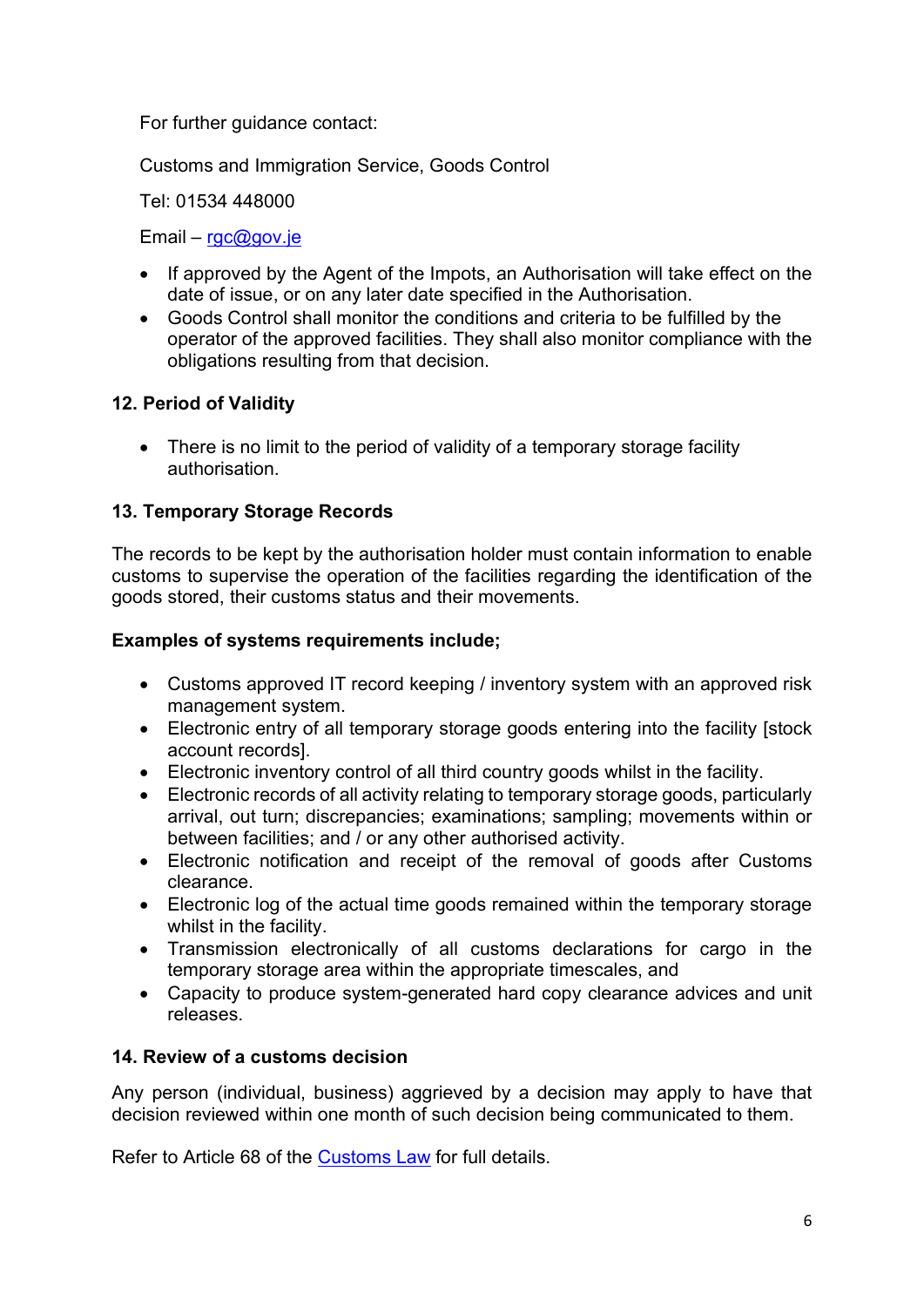For further guidance contact:

Customs and Immigration Service, Goods Control

Tel: 01534 448000

Email – [rgc@gov.je](mailto:rgc@gov.je)

- If approved by the Agent of the Impots, an Authorisation will take effect on the date of issue, or on any later date specified in the Authorisation.
- Goods Control shall monitor the conditions and criteria to be fulfilled by the operator of the approved facilities. They shall also monitor compliance with the obligations resulting from that decision.

## 12. Period of Validity

- There is no limit to the period of validity of a temporary storage facility authorisation.

## 13. Temporary Storage Records

The records to be kept by the authorisation holder must contain information to enable customs to supervise the operation of the facilities regarding the identification of the goods stored, their customs status and their movements.

**Examples of systems requirements include;**

- Customs approved IT record keeping / inventory system with an approved risk management system.
- Electronic entry of all temporary storage goods entering into the facility [stock account records].
- Electronic inventory control of all third country goods whilst in the facility.
- Electronic records of all activity relating to temporary storage goods, particularly arrival, out turn; discrepancies; examinations; sampling; movements within or between facilities; and / or any other authorised activity.
- Electronic notification and receipt of the removal of goods after Customs clearance.
- Electronic log of the actual time goods remained within the temporary storage whilst in the facility.
- Transmission electronically of all customs declarations for cargo in the temporary storage area within the appropriate timescales, and
- Capacity to produce system-generated hard copy clearance advices and unit releases.

## 14. Review of a customs decision

Any person (individual, business) aggrieved by a decision may apply to have that decision reviewed within one month of such decision being communicated to them.

Refer to Article 68 of the [Customs Law](#) for full details.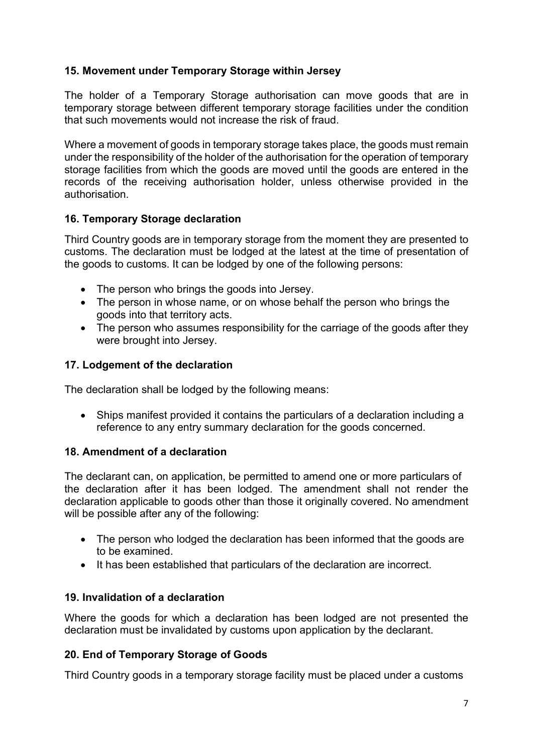### 15. Movement under Temporary Storage within Jersey

The holder of a Temporary Storage authorisation can move goods that are in temporary storage between different temporary storage facilities under the condition that such movements would not increase the risk of fraud.

Where a movement of goods in temporary storage takes place, the goods must remain under the responsibility of the holder of the authorisation for the operation of temporary storage facilities from which the goods are moved until the goods are entered in the records of the receiving authorisation holder, unless otherwise provided in the authorisation.

### 16. Temporary Storage declaration

Third Country goods are in temporary storage from the moment they are presented to customs. The declaration must be lodged at the latest at the time of presentation of the goods to customs. It can be lodged by one of the following persons:

- The person who brings the goods into Jersey.
- The person in whose name, or on whose behalf the person who brings the goods into that territory acts.
- The person who assumes responsibility for the carriage of the goods after they were brought into Jersey.

### 17. Lodgement of the declaration

The declaration shall be lodged by the following means:

- Ships manifest provided it contains the particulars of a declaration including a reference to any entry summary declaration for the goods concerned.

### 18. Amendment of a declaration

The declarant can, on application, be permitted to amend one or more particulars of the declaration after it has been lodged. The amendment shall not render the declaration applicable to goods other than those it originally covered. No amendment will be possible after any of the following:

- The person who lodged the declaration has been informed that the goods are to be examined.
- It has been established that particulars of the declaration are incorrect.

### 19. Invalidation of a declaration

Where the goods for which a declaration has been lodged are not presented the declaration must be invalidated by customs upon application by the declarant.

### 20. End of Temporary Storage of Goods

Third Country goods in a temporary storage facility must be placed under a customs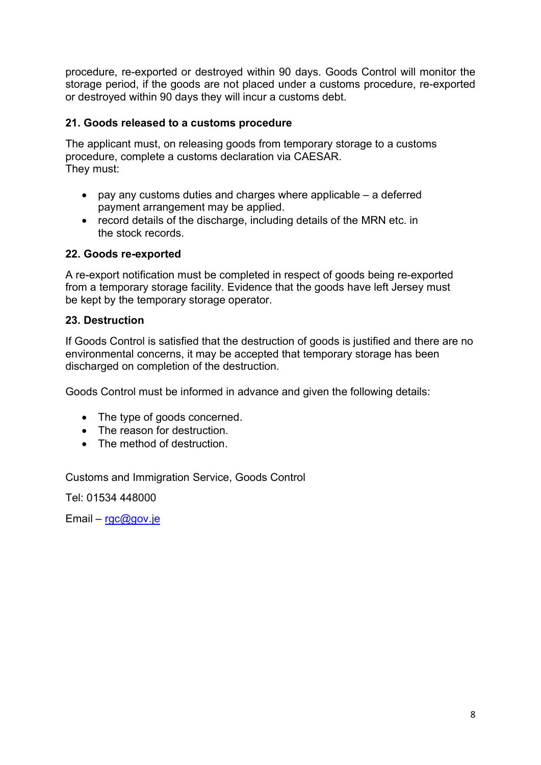procedure, re-exported or destroyed within 90 days. Goods Control will monitor the storage period, if the goods are not placed under a customs procedure, re-exported or destroyed within 90 days they will incur a customs debt.

### 21. Goods released to a customs procedure

The applicant must, on releasing goods from temporary storage to a customs procedure, complete a customs declaration via CAESAR.
They must:

- pay any customs duties and charges where applicable – a deferred payment arrangement may be applied.
- record details of the discharge, including details of the MRN etc. in the stock records.

### 22. Goods re-exported

A re-export notification must be completed in respect of goods being re-exported from a temporary storage facility. Evidence that the goods have left Jersey must be kept by the temporary storage operator.

### 23. Destruction

If Goods Control is satisfied that the destruction of goods is justified and there are no environmental concerns, it may be accepted that temporary storage has been discharged on completion of the destruction.

Goods Control must be informed in advance and given the following details:

- The type of goods concerned.
- The reason for destruction.
- The method of destruction.

Customs and Immigration Service, Goods Control

Tel: 01534 448000

Email – rgc@gov.je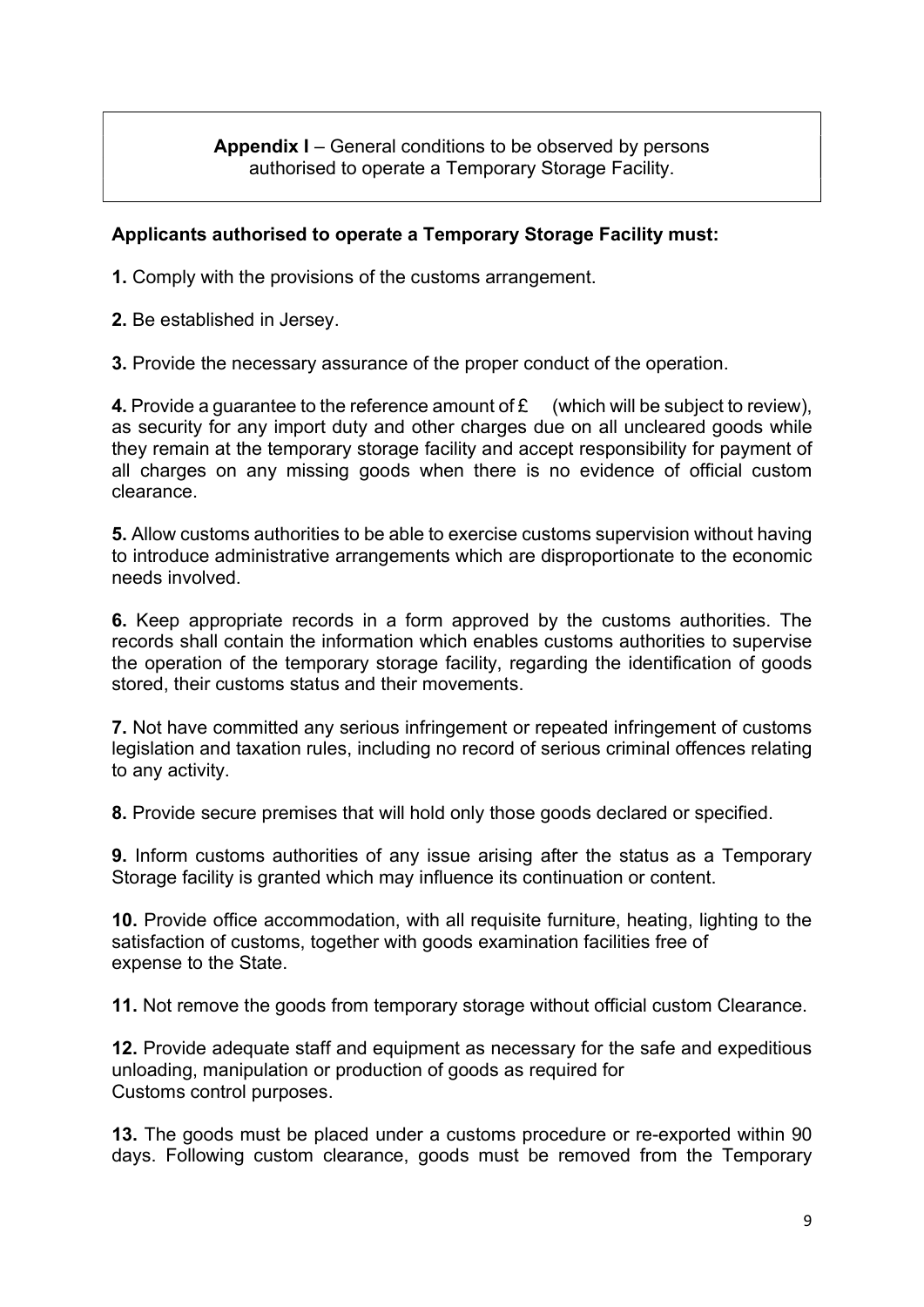**Appendix I** – General conditions to be observed by persons authorised to operate a Temporary Storage Facility.

**Applicants authorised to operate a Temporary Storage Facility must:**

**1.** Comply with the provisions of the customs arrangement.

**2.** Be established in Jersey.

**3.** Provide the necessary assurance of the proper conduct of the operation.

**4.** Provide a guarantee to the reference amount of £ (which will be subject to review), as security for any import duty and other charges due on all uncleared goods while they remain at the temporary storage facility and accept responsibility for payment of all charges on any missing goods when there is no evidence of official custom clearance.

**5.** Allow customs authorities to be able to exercise customs supervision without having to introduce administrative arrangements which are disproportionate to the economic needs involved.

**6.** Keep appropriate records in a form approved by the customs authorities. The records shall contain the information which enables customs authorities to supervise the operation of the temporary storage facility, regarding the identification of goods stored, their customs status and their movements.

**7.** Not have committed any serious infringement or repeated infringement of customs legislation and taxation rules, including no record of serious criminal offences relating to any activity.

**8.** Provide secure premises that will hold only those goods declared or specified.

**9.** Inform customs authorities of any issue arising after the status as a Temporary Storage facility is granted which may influence its continuation or content.

**10.** Provide office accommodation, with all requisite furniture, heating, lighting to the satisfaction of customs, together with goods examination facilities free of expense to the State.

**11.** Not remove the goods from temporary storage without official custom Clearance.

**12.** Provide adequate staff and equipment as necessary for the safe and expeditious unloading, manipulation or production of goods as required for Customs control purposes.

**13.** The goods must be placed under a customs procedure or re-exported within 90 days. Following custom clearance, goods must be removed from the Temporary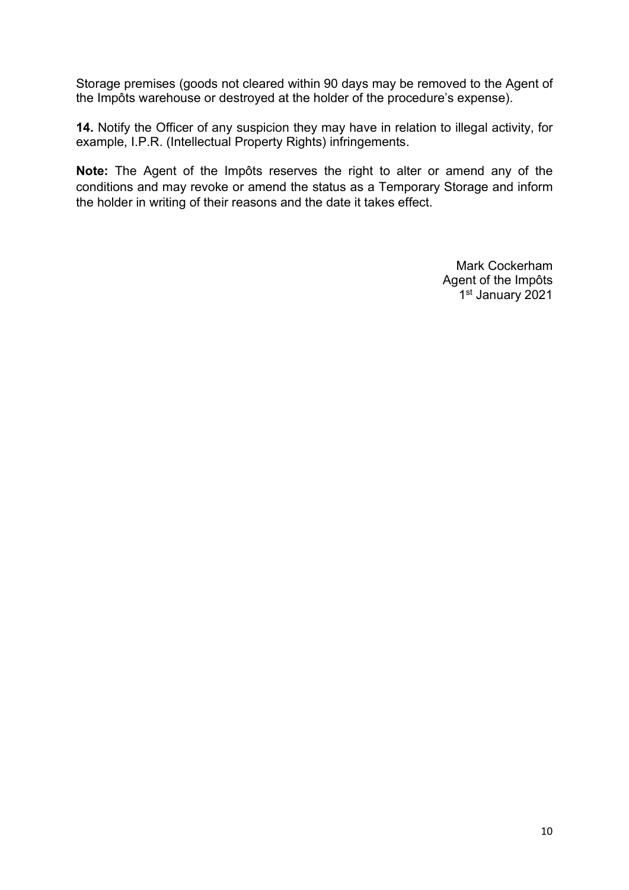Storage premises (goods not cleared within 90 days may be removed to the Agent of the Impôts warehouse or destroyed at the holder of the procedure's expense).

**14.** Notify the Officer of any suspicion they may have in relation to illegal activity, for example, I.P.R. (Intellectual Property Rights) infringements.

**Note:** The Agent of the Impôts reserves the right to alter or amend any of the conditions and may revoke or amend the status as a Temporary Storage and inform the holder in writing of their reasons and the date it takes effect.

Mark Cockerham
Agent of the Impôts
1st January 2021